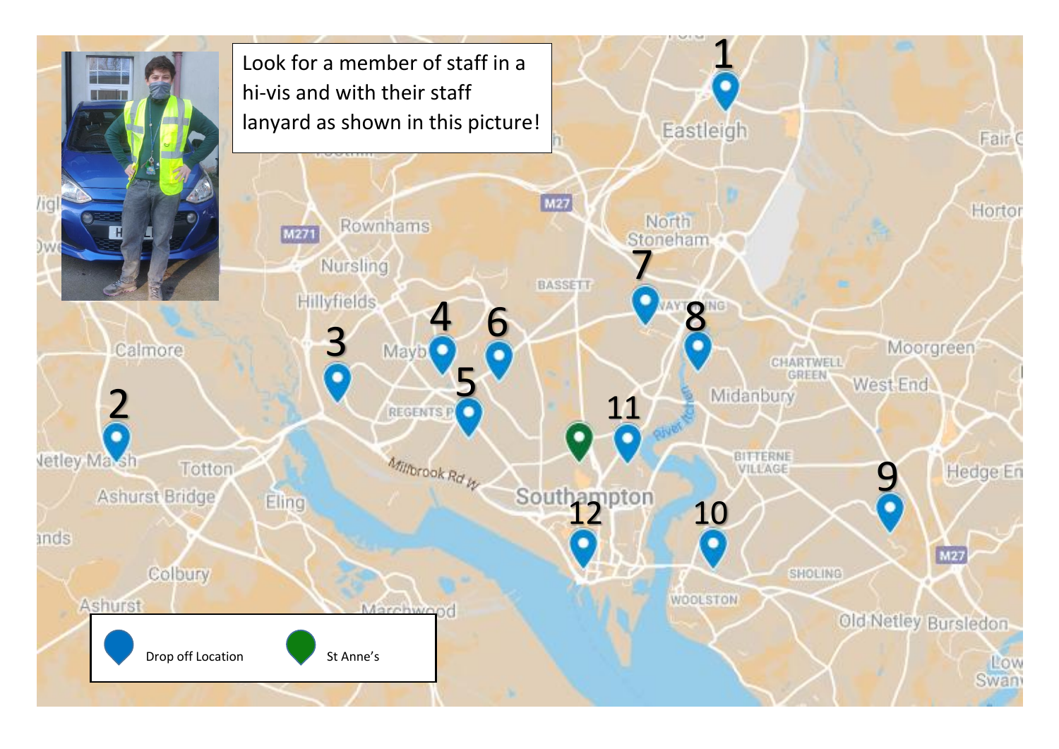Look for a member of staff in a hi-vis and with their staff lanyard as shown in this picture!

- Drop off Location
- St Anne's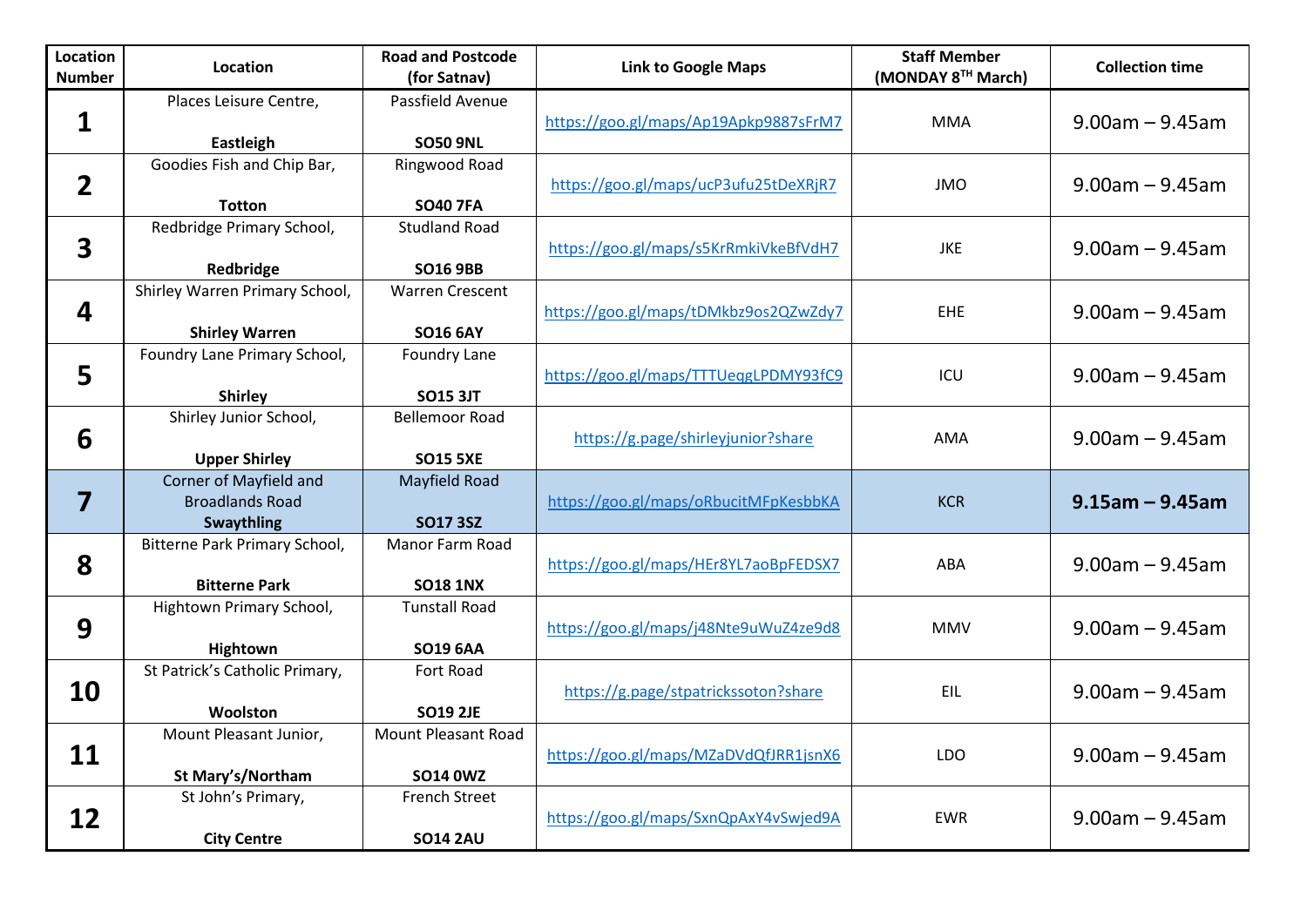| Location Number | Location | Road and Postcode (for Satnav) | Link to Google Maps | Staff Member (MONDAY 8TH March) | Collection time |
|---|---|---|---|---|---|
| **1** | Places Leisure Centre, **Eastleigh** | Passfield Avenue **SO50 9NL** | https://goo.gl/maps/Ap19Apkp9887sFrM7 | MMA | 9.00am – 9.45am |
| **2** | Goodies Fish and Chip Bar, **Totton** | Ringwood Road **SO40 7FA** | https://goo.gl/maps/ucP3ufu25tDeXRjR7 | JMO | 9.00am – 9.45am |
| **3** | Redbridge Primary School, **Redbridge** | Studland Road **SO16 9BB** | https://goo.gl/maps/s5KrRmkiVkeBfVdH7 | JKE | 9.00am – 9.45am |
| **4** | Shirley Warren Primary School, **Shirley Warren** | Warren Crescent **SO16 6AY** | https://goo.gl/maps/tDMkbz9os2QZwZdy7 | EHE | 9.00am – 9.45am |
| **5** | Foundry Lane Primary School, **Shirley** | Foundry Lane **SO15 3JT** | https://goo.gl/maps/TTTUeqgLPDMY93fC9 | ICU | 9.00am – 9.45am |
| **6** | Shirley Junior School, **Upper Shirley** | Bellemoor Road **SO15 5XE** | https://g.page/shirleyjunior?share | AMA | 9.00am – 9.45am |
| **7** | Corner of Mayfield and Broadlands Road **Swaythling** | Mayfield Road **SO17 3SZ** | https://goo.gl/maps/oRbucitMFpKesbbKA | KCR | **9.15am – 9.45am** |
| **8** | Bitterne Park Primary School, **Bitterne Park** | Manor Farm Road **SO18 1NX** | https://goo.gl/maps/HEr8YL7aoBpFEDSX7 | ABA | 9.00am – 9.45am |
| **9** | Hightown Primary School, **Hightown** | Tunstall Road **SO19 6AA** | https://goo.gl/maps/j48Nte9uWuZ4ze9d8 | MMV | 9.00am – 9.45am |
| **10** | St Patrick's Catholic Primary, **Woolston** | Fort Road **SO19 2JE** | https://g.page/stpatrickssoton?share | EIL | 9.00am – 9.45am |
| **11** | Mount Pleasant Junior, **St Mary's/Northam** | Mount Pleasant Road **SO14 0WZ** | https://goo.gl/maps/MZaDVdQfJRR1jsnX6 | LDO | 9.00am – 9.45am |
| **12** | St John's Primary, **City Centre** | French Street **SO14 2AU** | https://goo.gl/maps/SxnQpAxY4vSwjed9A | EWR | 9.00am – 9.45am |